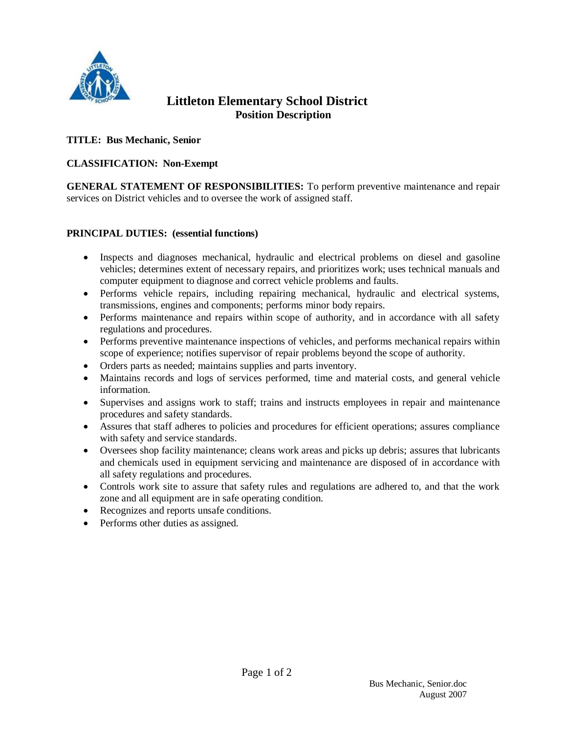# Littleton Elementary School District

## Position Description

**TITLE: Bus Mechanic, Senior**

**CLASSIFICATION: Non-Exempt**

**GENERAL STATEMENT OF RESPONSIBILITIES:** To perform preventive maintenance and repair services on District vehicles and to oversee the work of assigned staff.

**PRINCIPAL DUTIES: (essential functions)**

- Inspects and diagnoses mechanical, hydraulic and electrical problems on diesel and gasoline vehicles; determines extent of necessary repairs, and prioritizes work; uses technical manuals and computer equipment to diagnose and correct vehicle problems and faults.
- Performs vehicle repairs, including repairing mechanical, hydraulic and electrical systems, transmissions, engines and components; performs minor body repairs.
- Performs maintenance and repairs within scope of authority, and in accordance with all safety regulations and procedures.
- Performs preventive maintenance inspections of vehicles, and performs mechanical repairs within scope of experience; notifies supervisor of repair problems beyond the scope of authority.
- Orders parts as needed; maintains supplies and parts inventory.
- Maintains records and logs of services performed, time and material costs, and general vehicle information.
- Supervises and assigns work to staff; trains and instructs employees in repair and maintenance procedures and safety standards.
- Assures that staff adheres to policies and procedures for efficient operations; assures compliance with safety and service standards.
- Oversees shop facility maintenance; cleans work areas and picks up debris; assures that lubricants and chemicals used in equipment servicing and maintenance are disposed of in accordance with all safety regulations and procedures.
- Controls work site to assure that safety rules and regulations are adhered to, and that the work zone and all equipment are in safe operating condition.
- Recognizes and reports unsafe conditions.
- Performs other duties as assigned.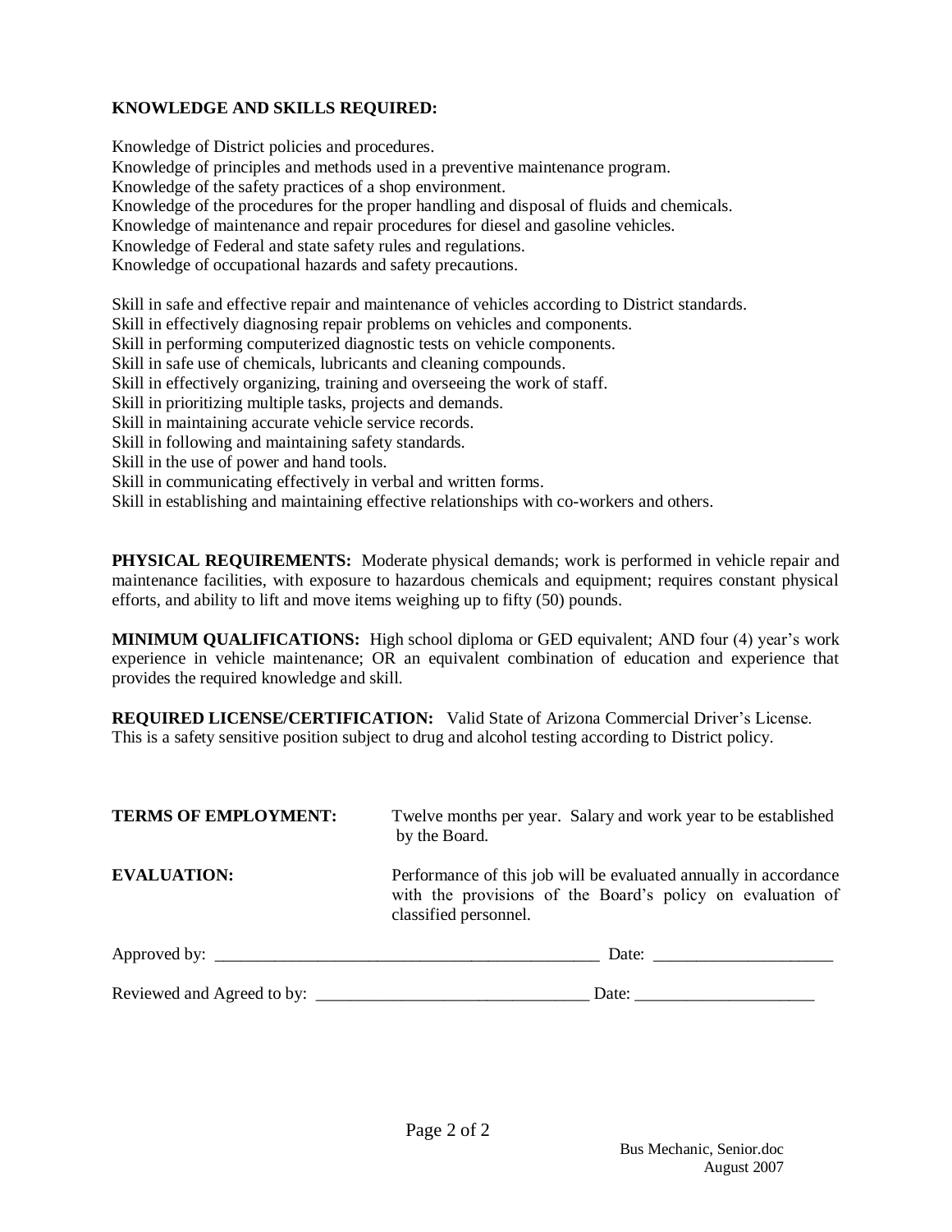**KNOWLEDGE AND SKILLS REQUIRED:**

Knowledge of District policies and procedures.
Knowledge of principles and methods used in a preventive maintenance program.
Knowledge of the safety practices of a shop environment.
Knowledge of the procedures for the proper handling and disposal of fluids and chemicals.
Knowledge of maintenance and repair procedures for diesel and gasoline vehicles.
Knowledge of Federal and state safety rules and regulations.
Knowledge of occupational hazards and safety precautions.

Skill in safe and effective repair and maintenance of vehicles according to District standards.
Skill in effectively diagnosing repair problems on vehicles and components.
Skill in performing computerized diagnostic tests on vehicle components.
Skill in safe use of chemicals, lubricants and cleaning compounds.
Skill in effectively organizing, training and overseeing the work of staff.
Skill in prioritizing multiple tasks, projects and demands.
Skill in maintaining accurate vehicle service records.
Skill in following and maintaining safety standards.
Skill in the use of power and hand tools.
Skill in communicating effectively in verbal and written forms.
Skill in establishing and maintaining effective relationships with co-workers and others.

**PHYSICAL REQUIREMENTS:** Moderate physical demands; work is performed in vehicle repair and maintenance facilities, with exposure to hazardous chemicals and equipment; requires constant physical efforts, and ability to lift and move items weighing up to fifty (50) pounds.

**MINIMUM QUALIFICATIONS:** High school diploma or GED equivalent; AND four (4) year's work experience in vehicle maintenance; OR an equivalent combination of education and experience that provides the required knowledge and skill.

**REQUIRED LICENSE/CERTIFICATION:** Valid State of Arizona Commercial Driver's License.
This is a safety sensitive position subject to drug and alcohol testing according to District policy.

**TERMS OF EMPLOYMENT:** Twelve months per year. Salary and work year to be established by the Board.

**EVALUATION:** Performance of this job will be evaluated annually in accordance with the provisions of the Board's policy on evaluation of classified personnel.

Approved by: ______________________________________________ Date: _____________________

Reviewed and Agreed to by: ________________________________ Date: _____________________

Bus Mechanic, Senior.doc
August 2007